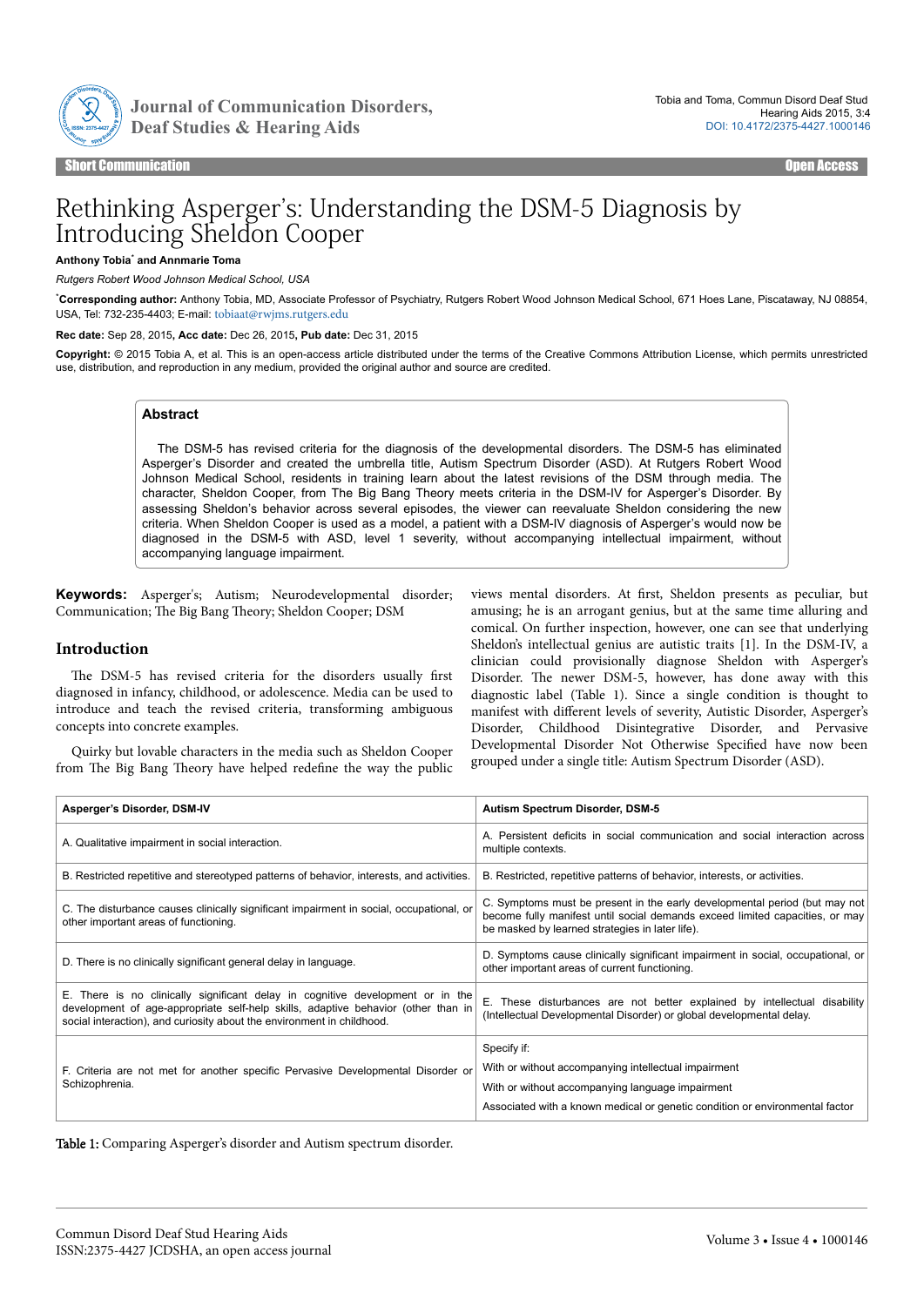Short Communication | Open Access

# Rethinking Asperger's: Understanding the DSM-5 Diagnosis by Introducing Sheldon Cooper

**Anthony Tobia*** **and Annmarie Toma**

*Rutgers Robert Wood Johnson Medical School, USA*

***Corresponding author:** Anthony Tobia, MD, Associate Professor of Psychiatry, Rutgers Robert Wood Johnson Medical School, 671 Hoes Lane, Piscataway, NJ 08854, USA, Tel: 732-235-4403; E-mail: tobiaat@rwjms.rutgers.edu

**Rec date:** Sep 28, 2015**, Acc date:** Dec 26, 2015**, Pub date:** Dec 31, 2015

**Copyright:** © 2015 Tobia A, et al. This is an open-access article distributed under the terms of the Creative Commons Attribution License, which permits unrestricted use, distribution, and reproduction in any medium, provided the original author and source are credited.

## Abstract

The DSM-5 has revised criteria for the diagnosis of the developmental disorders. The DSM-5 has eliminated Asperger's Disorder and created the umbrella title, Autism Spectrum Disorder (ASD). At Rutgers Robert Wood Johnson Medical School, residents in training learn about the latest revisions of the DSM through media. The character, Sheldon Cooper, from The Big Bang Theory meets criteria in the DSM-IV for Asperger's Disorder. By assessing Sheldon's behavior across several episodes, the viewer can reevaluate Sheldon considering the new criteria. When Sheldon Cooper is used as a model, a patient with a DSM-IV diagnosis of Asperger's would now be diagnosed in the DSM-5 with ASD, level 1 severity, without accompanying intellectual impairment, without accompanying language impairment.

**Keywords:** Asperger's; Autism; Neurodevelopmental disorder; Communication; The Big Bang Theory; Sheldon Cooper; DSM

## Introduction

The DSM-5 has revised criteria for the disorders usually first diagnosed in infancy, childhood, or adolescence. Media can be used to introduce and teach the revised criteria, transforming ambiguous concepts into concrete examples.

Quirky but lovable characters in the media such as Sheldon Cooper from The Big Bang Theory have helped redefine the way the public views mental disorders. At first, Sheldon presents as peculiar, but amusing; he is an arrogant genius, but at the same time alluring and comical. On further inspection, however, one can see that underlying Sheldon's intellectual genius are autistic traits [1]. In the DSM-IV, a clinician could provisionally diagnose Sheldon with Asperger's Disorder. The newer DSM-5, however, has done away with this diagnostic label (Table 1). Since a single condition is thought to manifest with different levels of severity, Autistic Disorder, Asperger's Disorder, Childhood Disintegrative Disorder, and Pervasive Developmental Disorder Not Otherwise Specified have now been grouped under a single title: Autism Spectrum Disorder (ASD).

| Asperger's Disorder, DSM-IV | Autism Spectrum Disorder, DSM-5 |
|---|---|
| A. Qualitative impairment in social interaction. | A. Persistent deficits in social communication and social interaction across multiple contexts. |
| B. Restricted repetitive and stereotyped patterns of behavior, interests, and activities. | B. Restricted, repetitive patterns of behavior, interests, or activities. |
| C. The disturbance causes clinically significant impairment in social, occupational, or other important areas of functioning. | C. Symptoms must be present in the early developmental period (but may not become fully manifest until social demands exceed limited capacities, or may be masked by learned strategies in later life). |
| D. There is no clinically significant general delay in language. | D. Symptoms cause clinically significant impairment in social, occupational, or other important areas of current functioning. |
| E. There is no clinically significant delay in cognitive development or in the development of age-appropriate self-help skills, adaptive behavior (other than in social interaction), and curiosity about the environment in childhood. | E. These disturbances are not better explained by intellectual disability (Intellectual Developmental Disorder) or global developmental delay. |
| F. Criteria are not met for another specific Pervasive Developmental Disorder or Schizophrenia. | Specify if: With or without accompanying intellectual impairment; With or without accompanying language impairment; Associated with a known medical or genetic condition or environmental factor |

Table 1: Comparing Asperger's disorder and Autism spectrum disorder.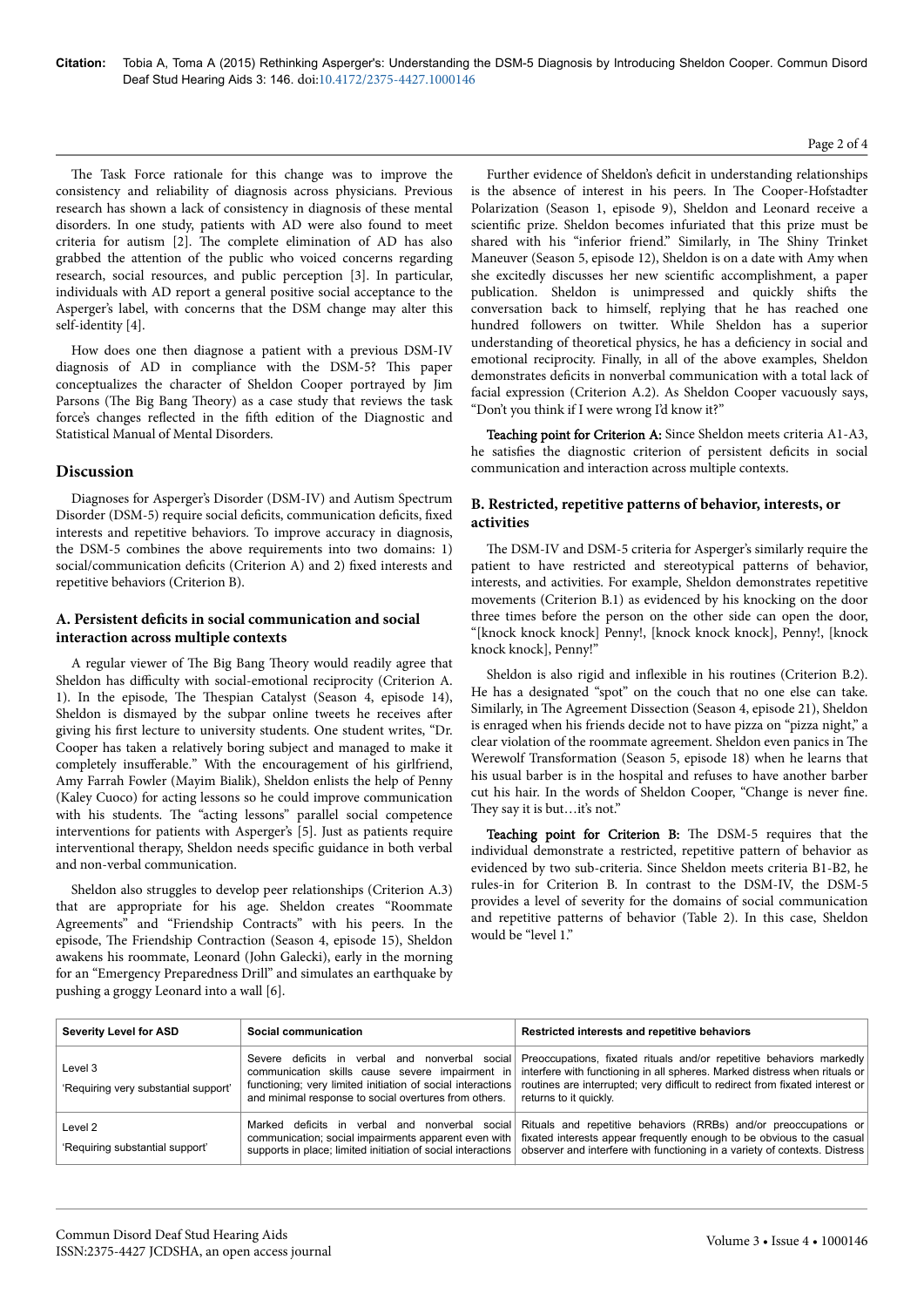The Task Force rationale for this change was to improve the consistency and reliability of diagnosis across physicians. Previous research has shown a lack of consistency in diagnosis of these mental disorders. In one study, patients with AD were also found to meet criteria for autism [2]. The complete elimination of AD has also grabbed the attention of the public who voiced concerns regarding research, social resources, and public perception [3]. In particular, individuals with AD report a general positive social acceptance to the Asperger's label, with concerns that the DSM change may alter this self-identity [4].

How does one then diagnose a patient with a previous DSM-IV diagnosis of AD in compliance with the DSM-5? This paper conceptualizes the character of Sheldon Cooper portrayed by Jim Parsons (The Big Bang Theory) as a case study that reviews the task force's changes reflected in the fifth edition of the Diagnostic and Statistical Manual of Mental Disorders.

## Discussion

Diagnoses for Asperger's Disorder (DSM-IV) and Autism Spectrum Disorder (DSM-5) require social deficits, communication deficits, fixed interests and repetitive behaviors. To improve accuracy in diagnosis, the DSM-5 combines the above requirements into two domains: 1) social/communication deficits (Criterion A) and 2) fixed interests and repetitive behaviors (Criterion B).

### A. Persistent deficits in social communication and social interaction across multiple contexts

A regular viewer of The Big Bang Theory would readily agree that Sheldon has difficulty with social-emotional reciprocity (Criterion A. 1). In the episode, The Thespian Catalyst (Season 4, episode 14), Sheldon is dismayed by the subpar online tweets he receives after giving his first lecture to university students. One student writes, "Dr. Cooper has taken a relatively boring subject and managed to make it completely insufferable." With the encouragement of his girlfriend, Amy Farrah Fowler (Mayim Bialik), Sheldon enlists the help of Penny (Kaley Cuoco) for acting lessons so he could improve communication with his students. The "acting lessons" parallel social competence interventions for patients with Asperger's [5]. Just as patients require interventional therapy, Sheldon needs specific guidance in both verbal and non-verbal communication.

Sheldon also struggles to develop peer relationships (Criterion A.3) that are appropriate for his age. Sheldon creates "Roommate Agreements" and "Friendship Contracts" with his peers. In the episode, The Friendship Contraction (Season 4, episode 15), Sheldon awakens his roommate, Leonard (John Galecki), early in the morning for an "Emergency Preparedness Drill" and simulates an earthquake by pushing a groggy Leonard into a wall [6].

Further evidence of Sheldon's deficit in understanding relationships is the absence of interest in his peers. In The Cooper-Hofstadter Polarization (Season 1, episode 9), Sheldon and Leonard receive a scientific prize. Sheldon becomes infuriated that this prize must be shared with his "inferior friend." Similarly, in The Shiny Trinket Maneuver (Season 5, episode 12), Sheldon is on a date with Amy when she excitedly discusses her new scientific accomplishment, a paper publication. Sheldon is unimpressed and quickly shifts the conversation back to himself, replying that he has reached one hundred followers on twitter. While Sheldon has a superior understanding of theoretical physics, he has a deficiency in social and emotional reciprocity. Finally, in all of the above examples, Sheldon demonstrates deficits in nonverbal communication with a total lack of facial expression (Criterion A.2). As Sheldon Cooper vacuously says, "Don't you think if I were wrong I'd know it?"

**Teaching point for Criterion A:** Since Sheldon meets criteria A1-A3, he satisfies the diagnostic criterion of persistent deficits in social communication and interaction across multiple contexts.

### B. Restricted, repetitive patterns of behavior, interests, or activities

The DSM-IV and DSM-5 criteria for Asperger's similarly require the patient to have restricted and stereotypical patterns of behavior, interests, and activities. For example, Sheldon demonstrates repetitive movements (Criterion B.1) as evidenced by his knocking on the door three times before the person on the other side can open the door, "[knock knock knock] Penny!, [knock knock knock], Penny!, [knock knock knock], Penny!"

Sheldon is also rigid and inflexible in his routines (Criterion B.2). He has a designated "spot" on the couch that no one else can take. Similarly, in The Agreement Dissection (Season 4, episode 21), Sheldon is enraged when his friends decide not to have pizza on "pizza night," a clear violation of the roommate agreement. Sheldon even panics in The Werewolf Transformation (Season 5, episode 18) when he learns that his usual barber is in the hospital and refuses to have another barber cut his hair. In the words of Sheldon Cooper, "Change is never fine. They say it is but…it's not."

**Teaching point for Criterion B:** The DSM-5 requires that the individual demonstrate a restricted, repetitive pattern of behavior as evidenced by two sub-criteria. Since Sheldon meets criteria B1-B2, he rules-in for Criterion B. In contrast to the DSM-IV, the DSM-5 provides a level of severity for the domains of social communication and repetitive patterns of behavior (Table 2). In this case, Sheldon would be "level 1."

| Severity Level for ASD | Social communication | Restricted interests and repetitive behaviors |
|---|---|---|
| Level 3<br>'Requiring very substantial support' | Severe deficits in verbal and nonverbal social communication skills cause severe impairment in functioning; very limited initiation of social interactions and minimal response to social overtures from others. | Preoccupations, fixated rituals and/or repetitive behaviors markedly interfere with functioning in all spheres. Marked distress when rituals or routines are interrupted; very difficult to redirect from fixated interest or returns to it quickly. |
| Level 2<br>'Requiring substantial support' | Marked deficits in verbal and nonverbal social communication; social impairments apparent even with supports in place; limited initiation of social interactions | Rituals and repetitive behaviors (RRBs) and/or preoccupations or fixated interests appear frequently enough to be obvious to the casual observer and interfere with functioning in a variety of contexts. Distress |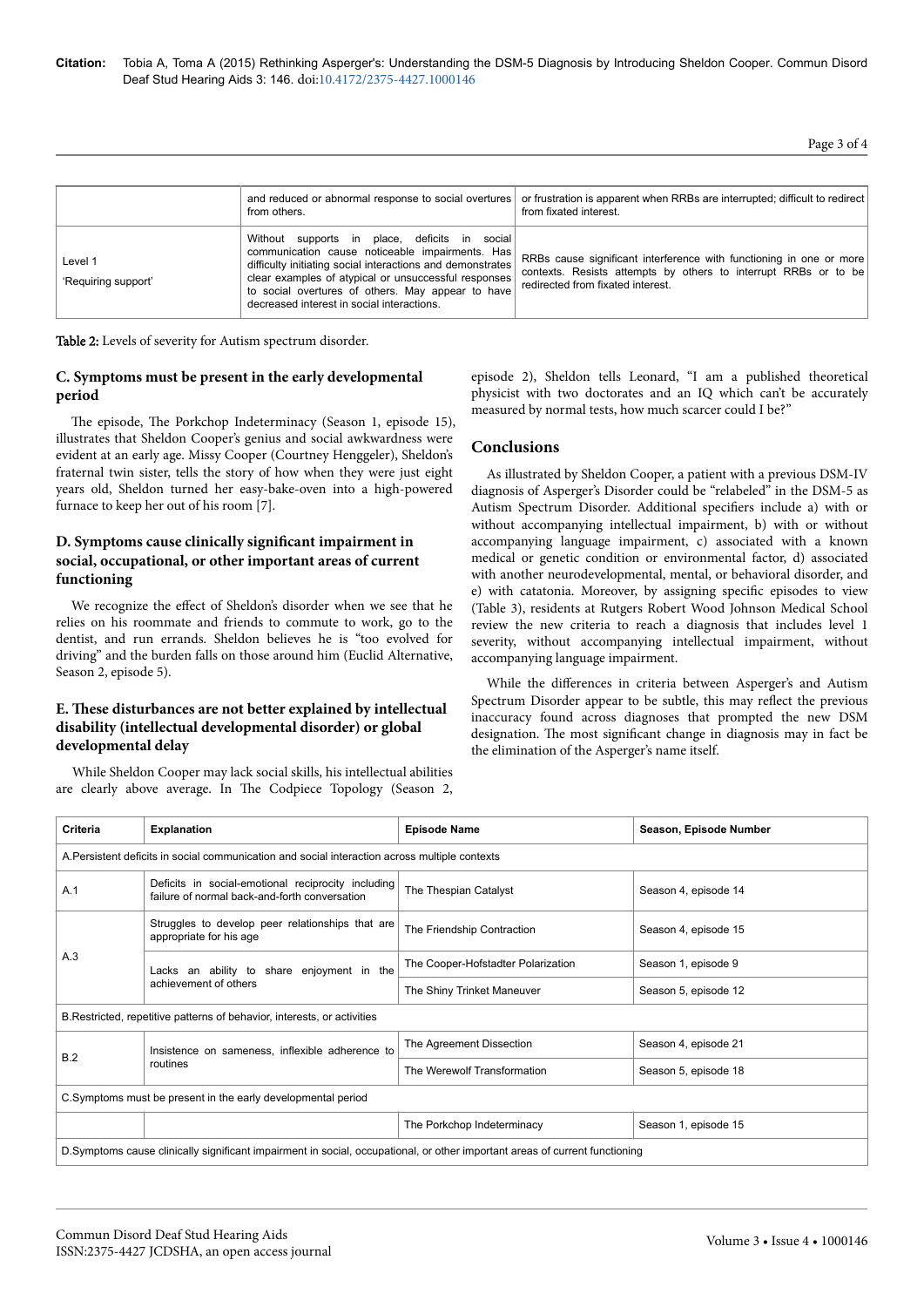|  | and reduced or abnormal response to social overtures from others. | or frustration is apparent when RRBs are interrupted; difficult to redirect from fixated interest. |
|---|---|---|
| Level 1 'Requiring support' | Without supports in place, deficits in social communication cause noticeable impairments. Has difficulty initiating social interactions and demonstrates clear examples of atypical or unsuccessful responses to social overtures of others. May appear to have decreased interest in social interactions. | RRBs cause significant interference with functioning in one or more contexts. Resists attempts by others to interrupt RRBs or to be redirected from fixated interest. |

**Table 2:** Levels of severity for Autism spectrum disorder.

### C. Symptoms must be present in the early developmental period

The episode, The Porkchop Indeterminacy (Season 1, episode 15), illustrates that Sheldon Cooper's genius and social awkwardness were evident at an early age. Missy Cooper (Courtney Henggeler), Sheldon's fraternal twin sister, tells the story of how when they were just eight years old, Sheldon turned her easy-bake-oven into a high-powered furnace to keep her out of his room [7].

### D. Symptoms cause clinically significant impairment in social, occupational, or other important areas of current functioning

We recognize the effect of Sheldon's disorder when we see that he relies on his roommate and friends to commute to work, go to the dentist, and run errands. Sheldon believes he is "too evolved for driving" and the burden falls on those around him (Euclid Alternative, Season 2, episode 5).

### E. These disturbances are not better explained by intellectual disability (intellectual developmental disorder) or global developmental delay

While Sheldon Cooper may lack social skills, his intellectual abilities are clearly above average. In The Codpiece Topology (Season 2, episode 2), Sheldon tells Leonard, "I am a published theoretical physicist with two doctorates and an IQ which can't be accurately measured by normal tests, how much scarcer could I be?"

## Conclusions

As illustrated by Sheldon Cooper, a patient with a previous DSM-IV diagnosis of Asperger's Disorder could be "relabeled" in the DSM-5 as Autism Spectrum Disorder. Additional specifiers include a) with or without accompanying intellectual impairment, b) with or without accompanying language impairment, c) associated with a known medical or genetic condition or environmental factor, d) associated with another neurodevelopmental, mental, or behavioral disorder, and e) with catatonia. Moreover, by assigning specific episodes to view (Table 3), residents at Rutgers Robert Wood Johnson Medical School review the new criteria to reach a diagnosis that includes level 1 severity, without accompanying intellectual impairment, without accompanying language impairment.

While the differences in criteria between Asperger's and Autism Spectrum Disorder appear to be subtle, this may reflect the previous inaccuracy found across diagnoses that prompted the new DSM designation. The most significant change in diagnosis may in fact be the elimination of the Asperger's name itself.

| Criteria | Explanation | Episode Name | Season, Episode Number |
|---|---|---|---|
| A.Persistent deficits in social communication and social interaction across multiple contexts | | | |
| A.1 | Deficits in social-emotional reciprocity including failure of normal back-and-forth conversation | The Thespian Catalyst | Season 4, episode 14 |
| A.3 | Struggles to develop peer relationships that are appropriate for his age | The Friendship Contraction | Season 4, episode 15 |
|  | Lacks an ability to share enjoyment in the achievement of others | The Cooper-Hofstadter Polarization | Season 1, episode 9 |
|  |  | The Shiny Trinket Maneuver | Season 5, episode 12 |
| B.Restricted, repetitive patterns of behavior, interests, or activities | | | |
| B.2 | Insistence on sameness, inflexible adherence to routines | The Agreement Dissection | Season 4, episode 21 |
|  |  | The Werewolf Transformation | Season 5, episode 18 |
| C.Symptoms must be present in the early developmental period | | | |
|  |  | The Porkchop Indeterminacy | Season 1, episode 15 |
| D.Symptoms cause clinically significant impairment in social, occupational, or other important areas of current functioning | | | |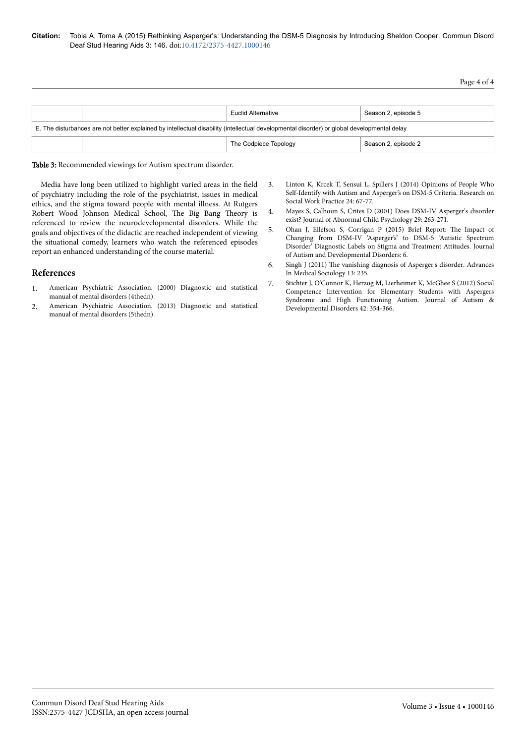| | | | |
|---|---|---|---|
| | | Euclid Alternative | Season 2, episode 5 |
| E. The disturbances are not better explained by intellectual disability (intellectual developmental disorder) or global developmental delay | | | |
| | | The Codpiece Topology | Season 2, episode 2 |

**Table 3:** Recommended viewings for Autism spectrum disorder.

Media have long been utilized to highlight varied areas in the field of psychiatry including the role of the psychiatrist, issues in medical ethics, and the stigma toward people with mental illness. At Rutgers Robert Wood Johnson Medical School, The Big Bang Theory is referenced to review the neurodevelopmental disorders. While the goals and objectives of the didactic are reached independent of viewing the situational comedy, learners who watch the referenced episodes report an enhanced understanding of the course material.

## References

1. American Psychiatric Association. (2000) Diagnostic and statistical manual of mental disorders (4thedn).
2. American Psychiatric Association. (2013) Diagnostic and statistical manual of mental disorders (5thedn).
3. Linton K, Krcek T, Sensui L, Spillers J (2014) Opinions of People Who Self-Identify with Autism and Asperger's on DSM-5 Criteria. Research on Social Work Practice 24: 67-77.
4. Mayes S, Calhoun S, Crites D (2001) Does DSM-IV Asperger's disorder exist? Journal of Abnormal Child Psychology 29: 263-271.
5. Ohan J, Ellefson S, Corrigan P (2015) Brief Report: The Impact of Changing from DSM-IV 'Asperger's' to DSM-5 'Autistic Spectrum Disorder' Diagnostic Labels on Stigma and Treatment Attitudes. Journal of Autism and Developmental Disorders: 6.
6. Singh J (2011) The vanishing diagnosis of Asperger's disorder. Advances In Medical Sociology 13: 235.
7. Stichter J, O'Connor K, Herzog M, Lierheimer K, McGhee S (2012) Social Competence Intervention for Elementary Students with Aspergers Syndrome and High Functioning Autism. Journal of Autism & Developmental Disorders 42: 354-366.